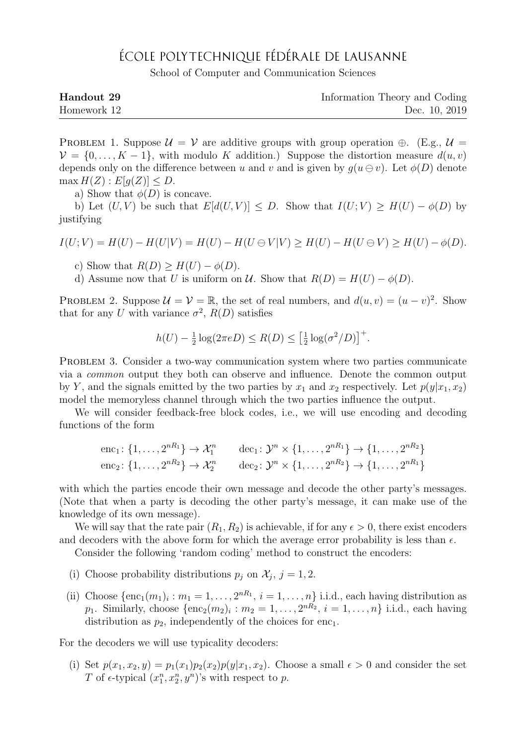# École Polytechnique Fédérale de Lausanne

School of Computer and Communication Sciences

| **Handout 29** | Information Theory and Coding |
|---|---|
| Homework 12 | Dec. 10, 2019 |

Problem 1. Suppose $\mathcal{U} = \mathcal{V}$ are additive groups with group operation $\oplus$. (E.g., $\mathcal{U} = \mathcal{V} = \{0, \dots, K-1\}$, with modulo $K$ addition.) Suppose the distortion measure $d(u, v)$ depends only on the difference between $u$ and $v$ and is given by $g(u \ominus v)$. Let $\phi(D)$ denote $\max H(Z) : E[g(Z)] \le D$.

a) Show that $\phi(D)$ is concave.

b) Let $(U, V)$ be such that $E[d(U, V)] \le D$. Show that $I(U; V) \ge H(U) - \phi(D)$ by justifying

$$I(U; V) = H(U) - H(U|V) = H(U) - H(U \ominus V|V) \ge H(U) - H(U \ominus V) \ge H(U) - \phi(D).$$

c) Show that $R(D) \ge H(U) - \phi(D)$.

d) Assume now that $U$ is uniform on $\mathcal{U}$. Show that $R(D) = H(U) - \phi(D)$.

Problem 2. Suppose $\mathcal{U} = \mathcal{V} = \mathbb{R}$, the set of real numbers, and $d(u, v) = (u - v)^2$. Show that for any $U$ with variance $\sigma^2$, $R(D)$ satisfies

$$h(U) - \tfrac{1}{2}\log(2\pi e D) \le R(D) \le \left[\tfrac{1}{2}\log(\sigma^2/D)\right]^+.$$

Problem 3. Consider a two-way communication system where two parties communicate via a *common* output they both can observe and influence. Denote the common output by $Y$, and the signals emitted by the two parties by $x_1$ and $x_2$ respectively. Let $p(y|x_1, x_2)$ model the memoryless channel through which the two parties influence the output.

We will consider feedback-free block codes, i.e., we will use encoding and decoding functions of the form

$$\begin{aligned} &\text{enc}_1 \colon \{1, \dots, 2^{nR_1}\} \to \mathcal{X}_1^n \qquad \text{dec}_1 \colon \mathcal{Y}^n \times \{1, \dots, 2^{nR_1}\} \to \{1, \dots, 2^{nR_2}\} \\ &\text{enc}_2 \colon \{1, \dots, 2^{nR_2}\} \to \mathcal{X}_2^n \qquad \text{dec}_2 \colon \mathcal{Y}^n \times \{1, \dots, 2^{nR_2}\} \to \{1, \dots, 2^{nR_1}\} \end{aligned}$$

with which the parties encode their own message and decode the other party's messages. (Note that when a party is decoding the other party's message, it can make use of the knowledge of its own message).

We will say that the rate pair $(R_1, R_2)$ is achievable, if for any $\epsilon > 0$, there exist encoders and decoders with the above form for which the average error probability is less than $\epsilon$.

Consider the following 'random coding' method to construct the encoders:

(i) Choose probability distributions $p_j$ on $\mathcal{X}_j$, $j = 1, 2$.

(ii) Choose $\{\text{enc}_1(m_1)_i : m_1 = 1, \dots, 2^{nR_1},\ i = 1, \dots, n\}$ i.i.d., each having distribution as $p_1$. Similarly, choose $\{\text{enc}_2(m_2)_i : m_2 = 1, \dots, 2^{nR_2},\ i = 1, \dots, n\}$ i.i.d., each having distribution as $p_2$, independently of the choices for $\text{enc}_1$.

For the decoders we will use typicality decoders:

(i) Set $p(x_1, x_2, y) = p_1(x_1)p_2(x_2)p(y|x_1, x_2)$. Choose a small $\epsilon > 0$ and consider the set $T$ of $\epsilon$-typical $(x_1^n, x_2^n, y^n)$'s with respect to $p$.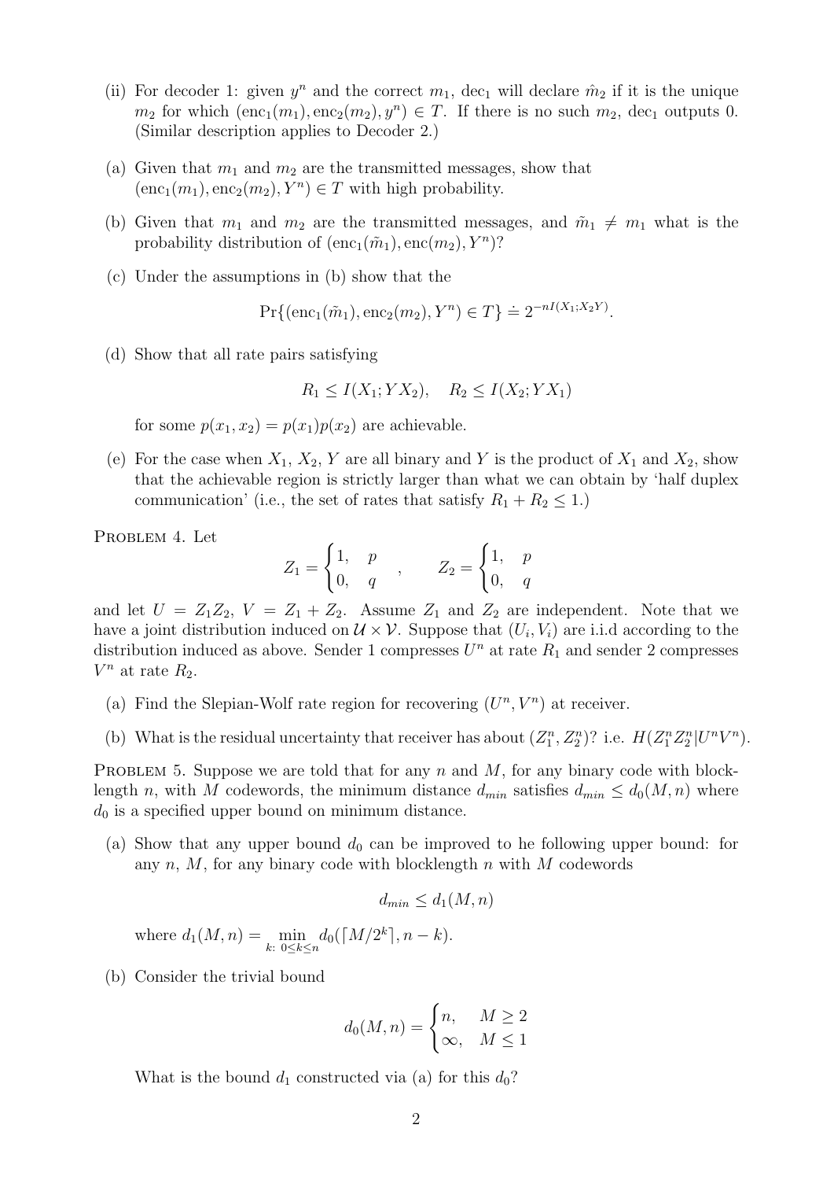(ii) For decoder 1: given $y^n$ and the correct $m_1$, $\text{dec}_1$ will declare $\hat{m}_2$ if it is the unique $m_2$ for which $(\text{enc}_1(m_1), \text{enc}_2(m_2), y^n) \in T$. If there is no such $m_2$, $\text{dec}_1$ outputs 0. (Similar description applies to Decoder 2.)

(a) Given that $m_1$ and $m_2$ are the transmitted messages, show that $(\text{enc}_1(m_1), \text{enc}_2(m_2), Y^n) \in T$ with high probability.

(b) Given that $m_1$ and $m_2$ are the transmitted messages, and $\tilde{m}_1 \neq m_1$ what is the probability distribution of $(\text{enc}_1(\tilde{m}_1), \text{enc}(m_2), Y^n)$?

(c) Under the assumptions in (b) show that the

$$\Pr\{(\text{enc}_1(\tilde{m}_1), \text{enc}_2(m_2), Y^n) \in T\} \doteq 2^{-nI(X_1;X_2Y)}.$$

(d) Show that all rate pairs satisfying

$$R_1 \leq I(X_1; YX_2), \quad R_2 \leq I(X_2; YX_1)$$

for some $p(x_1, x_2) = p(x_1)p(x_2)$ are achievable.

(e) For the case when $X_1$, $X_2$, $Y$ are all binary and $Y$ is the product of $X_1$ and $X_2$, show that the achievable region is strictly larger than what we can obtain by 'half duplex communication' (i.e., the set of rates that satisfy $R_1 + R_2 \leq 1$.)

PROBLEM 4. Let

$$Z_1 = \begin{cases} 1, & p \\ 0, & q \end{cases}, \qquad Z_2 = \begin{cases} 1, & p \\ 0, & q \end{cases}$$

and let $U = Z_1 Z_2$, $V = Z_1 + Z_2$. Assume $Z_1$ and $Z_2$ are independent. Note that we have a joint distribution induced on $\mathcal{U} \times \mathcal{V}$. Suppose that $(U_i, V_i)$ are i.i.d according to the distribution induced as above. Sender 1 compresses $U^n$ at rate $R_1$ and sender 2 compresses $V^n$ at rate $R_2$.

(a) Find the Slepian-Wolf rate region for recovering $(U^n, V^n)$ at receiver.

(b) What is the residual uncertainty that receiver has about $(Z_1^n, Z_2^n)$? i.e. $H(Z_1^n Z_2^n | U^n V^n)$.

PROBLEM 5. Suppose we are told that for any $n$ and $M$, for any binary code with blocklength $n$, with $M$ codewords, the minimum distance $d_{min}$ satisfies $d_{min} \leq d_0(M, n)$ where $d_0$ is a specified upper bound on minimum distance.

(a) Show that any upper bound $d_0$ can be improved to he following upper bound: for any $n$, $M$, for any binary code with blocklength $n$ with $M$ codewords

$$d_{min} \leq d_1(M, n)$$

where $d_1(M, n) = \min_{k:\ 0 \leq k \leq n} d_0(\lceil M/2^k \rceil, n - k)$.

(b) Consider the trivial bound

$$d_0(M, n) = \begin{cases} n, & M \geq 2 \\ \infty, & M \leq 1 \end{cases}$$

What is the bound $d_1$ constructed via (a) for this $d_0$?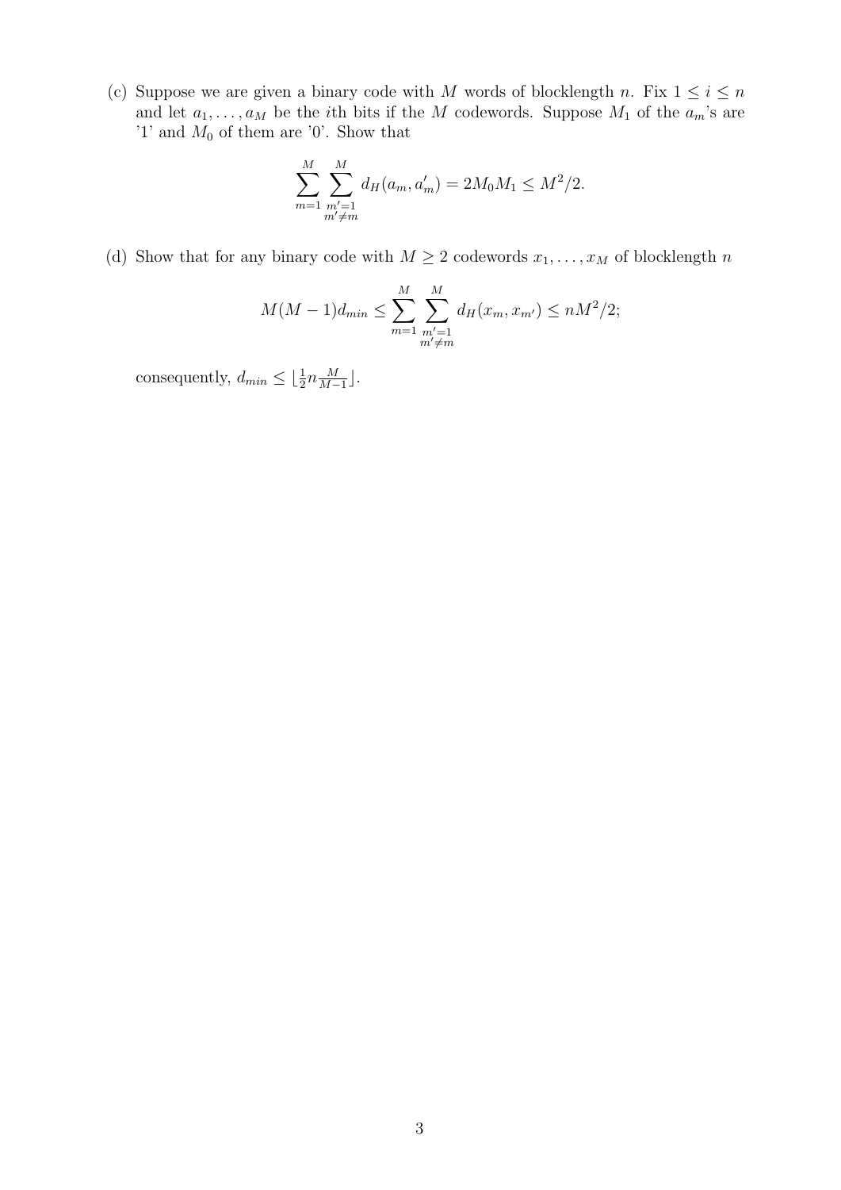(c) Suppose we are given a binary code with $M$ words of blocklength $n$. Fix $1 \leq i \leq n$ and let $a_1, \ldots, a_M$ be the $i$th bits if the $M$ codewords. Suppose $M_1$ of the $a_m$'s are '1' and $M_0$ of them are '0'. Show that

$$\sum_{m=1}^{M} \sum_{\substack{m'=1 \\ m' \neq m}}^{M} d_H(a_m, a'_m) = 2M_0M_1 \leq M^2/2.$$

(d) Show that for any binary code with $M \geq 2$ codewords $x_1, \ldots, x_M$ of blocklength $n$

$$M(M-1)d_{min} \leq \sum_{m=1}^{M} \sum_{\substack{m'=1 \\ m' \neq m}}^{M} d_H(x_m, x_{m'}) \leq nM^2/2;$$

consequently, $d_{min} \leq \lfloor \frac{1}{2} n \frac{M}{M-1} \rfloor$.